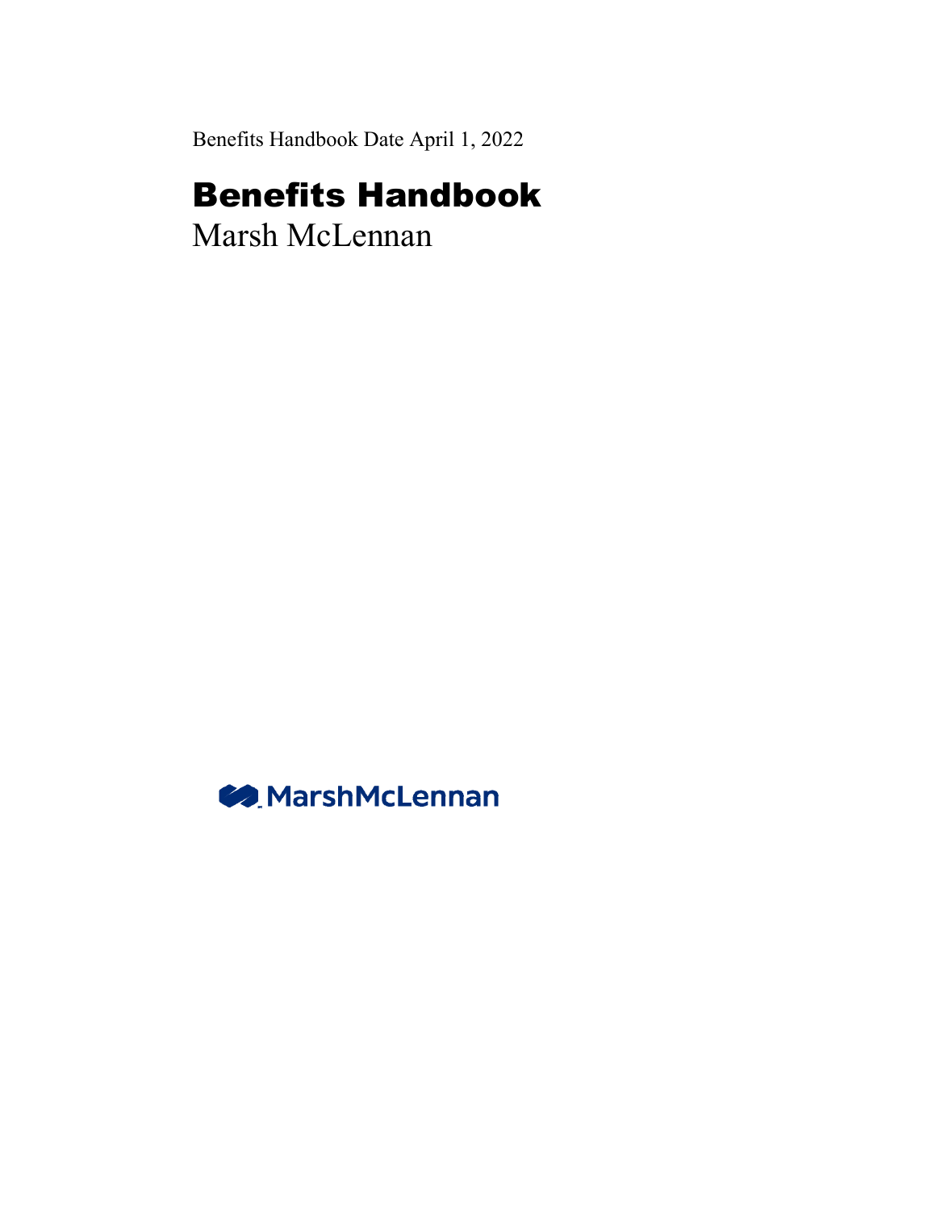Benefits Handbook Date April 1, 2022

# Benefits Handbook

Marsh McLennan

MarshMcLennan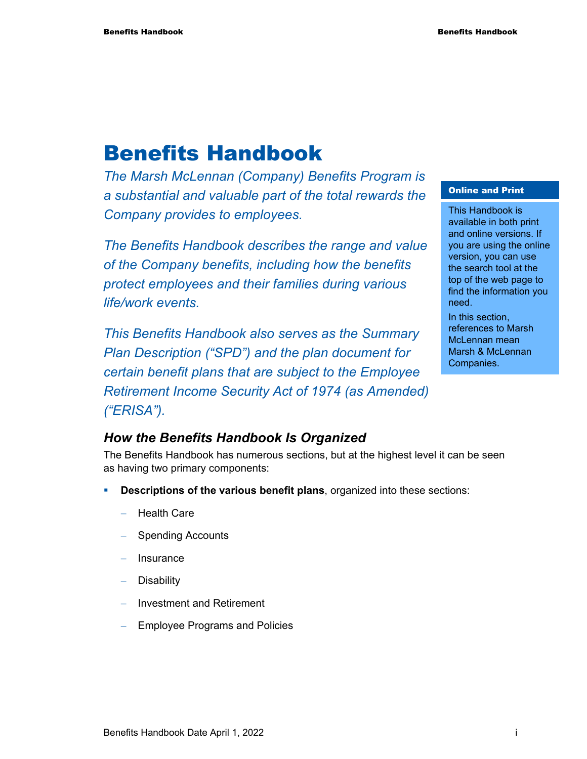# Benefits Handbook

*The Marsh McLennan (Company) Benefits Program is a substantial and valuable part of the total rewards the Company provides to employees.*

*The Benefits Handbook describes the range and value of the Company benefits, including how the benefits protect employees and their families during various life/work events.*

*This Benefits Handbook also serves as the Summary Plan Description ("SPD") and the plan document for certain benefit plans that are subject to the Employee Retirement Income Security Act of 1974 (as Amended) ("ERISA").*

**Online and Print**

This Handbook is available in both print and online versions. If you are using the online version, you can use the search tool at the top of the web page to find the information you need.

In this section, references to Marsh McLennan mean Marsh & McLennan Companies.

### *How the Benefits Handbook Is Organized*

The Benefits Handbook has numerous sections, but at the highest level it can be seen as having two primary components:

- **Descriptions of the various benefit plans**, organized into these sections:
  - Health Care
  - Spending Accounts
  - Insurance
  - Disability
  - Investment and Retirement
  - Employee Programs and Policies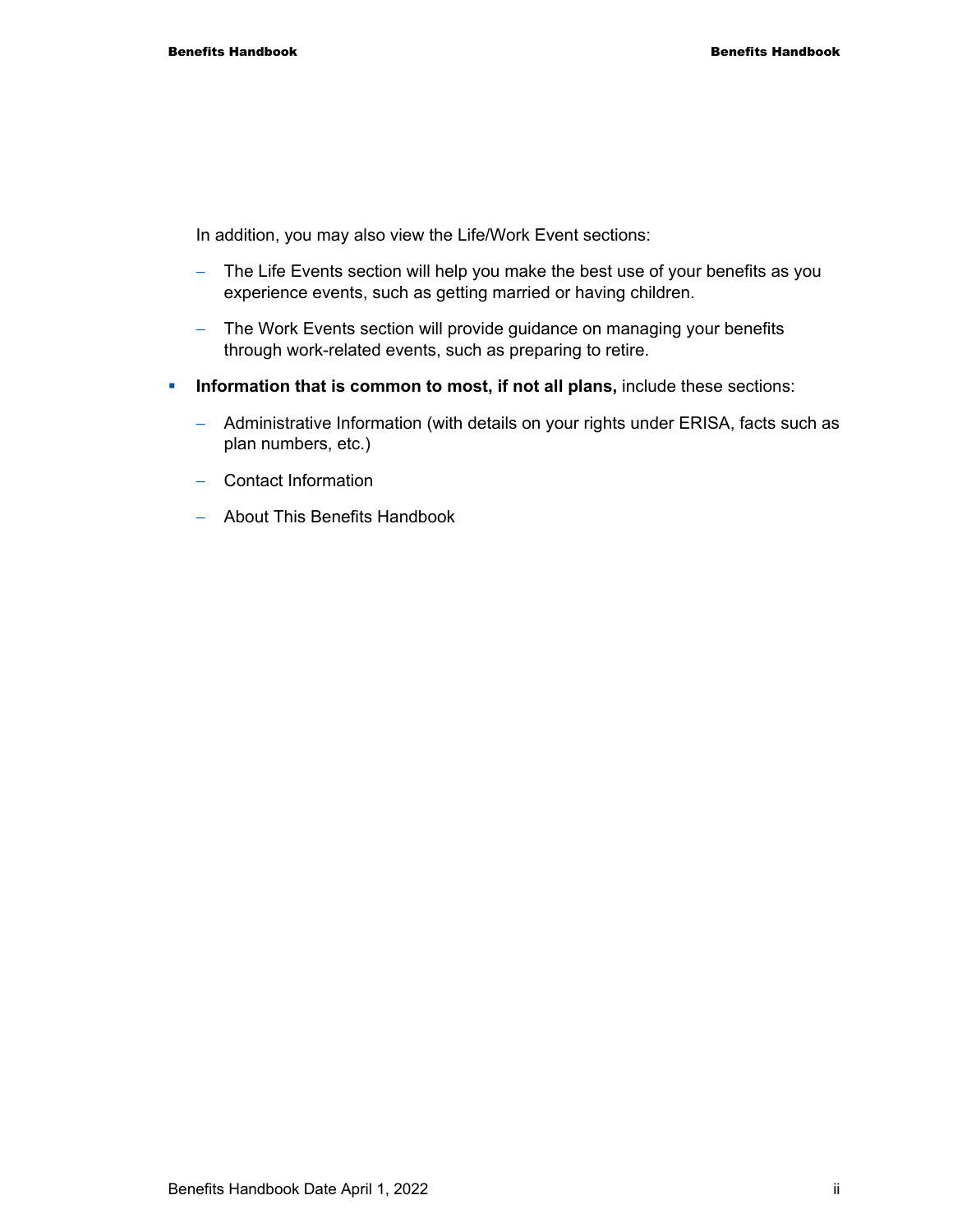In addition, you may also view the Life/Work Event sections:

  - The Life Events section will help you make the best use of your benefits as you experience events, such as getting married or having children.
  - The Work Events section will provide guidance on managing your benefits through work-related events, such as preparing to retire.

- **Information that is common to most, if not all plans,** include these sections:
  - Administrative Information (with details on your rights under ERISA, facts such as plan numbers, etc.)
  - Contact Information
  - About This Benefits Handbook